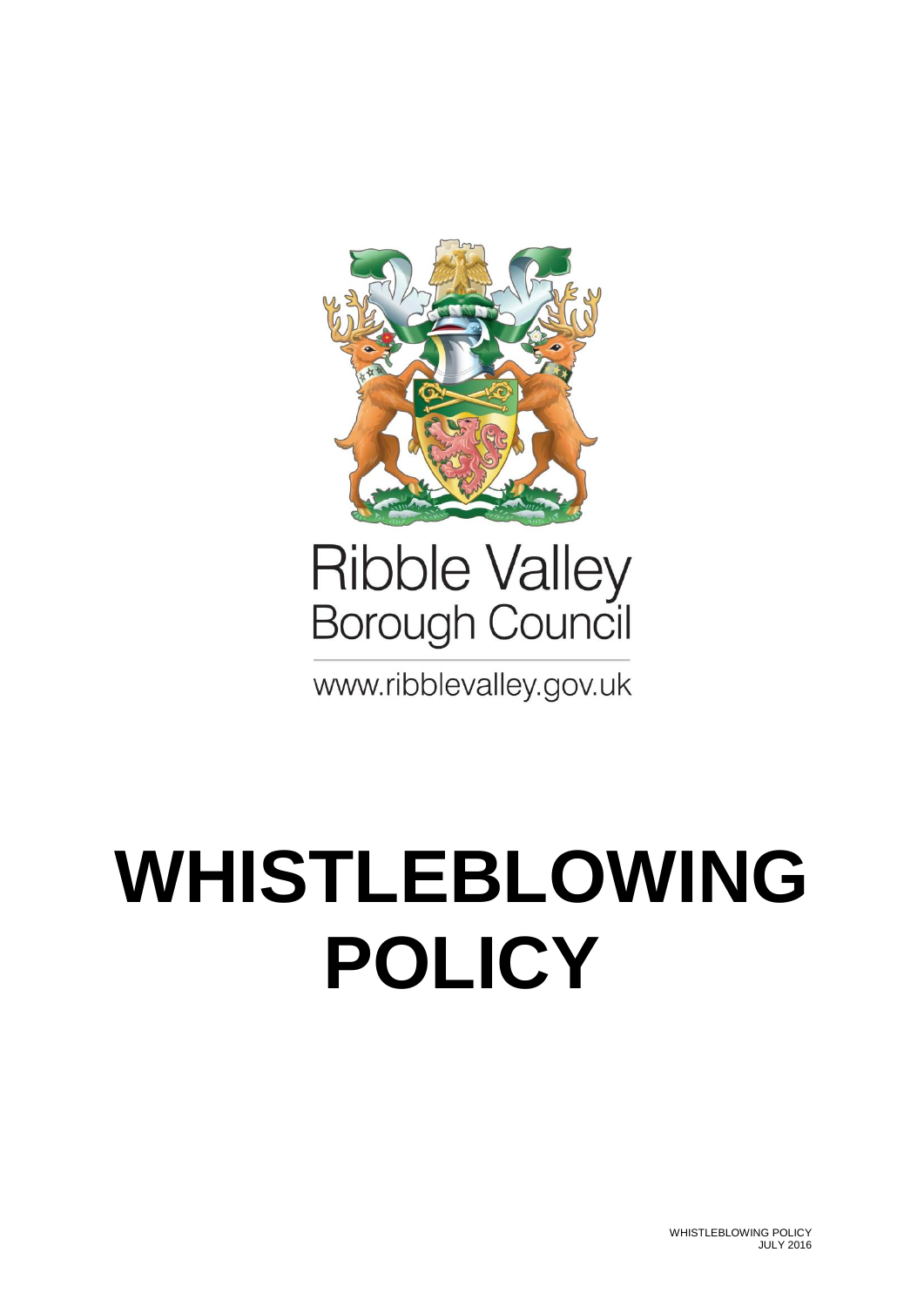Ribble Valley
Borough Council

www.ribblevalley.gov.uk

# WHISTLEBLOWING POLICY

WHISTLEBLOWING POLICY
JULY 2016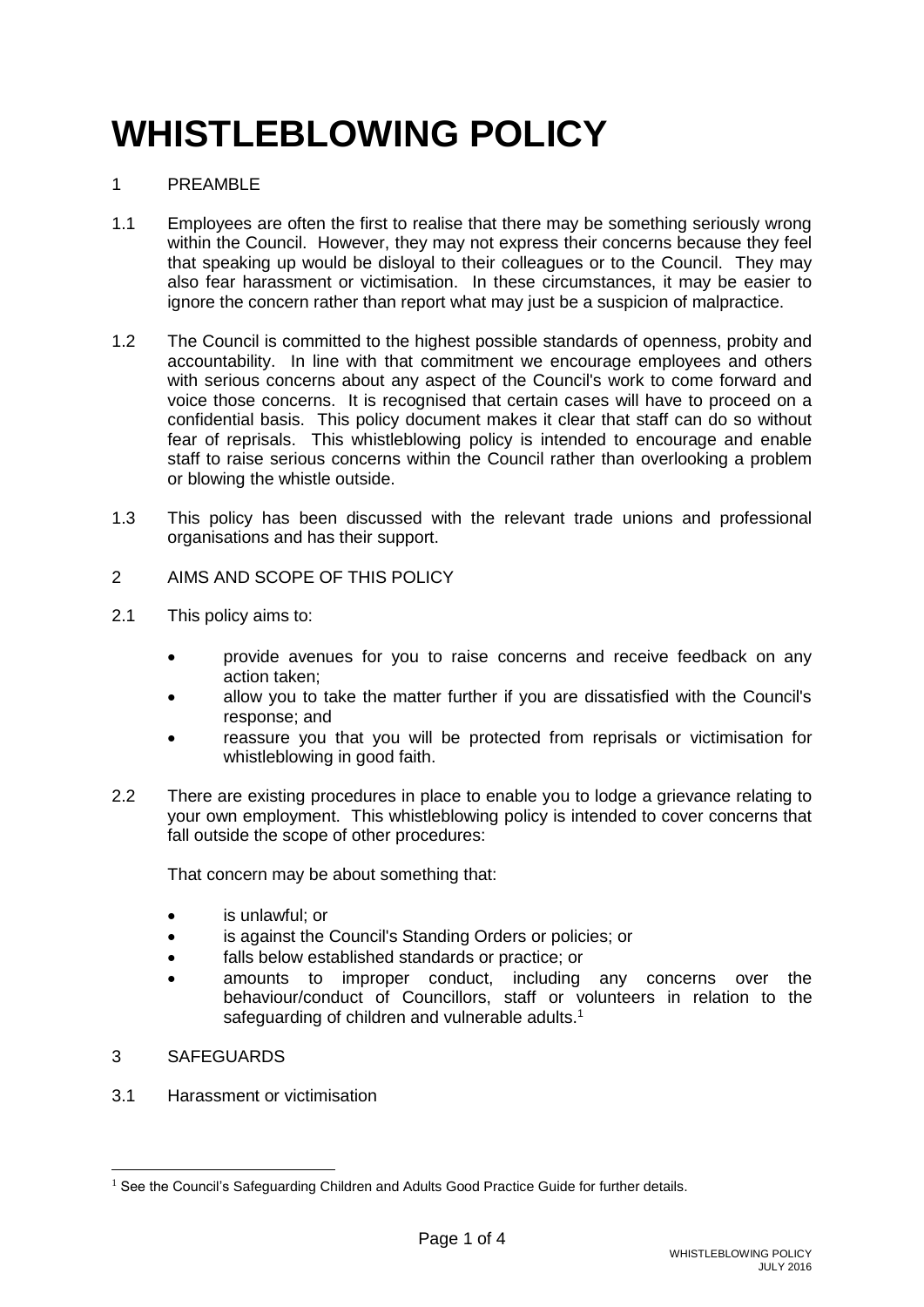# WHISTLEBLOWING POLICY

1 PREAMBLE

1.1 Employees are often the first to realise that there may be something seriously wrong within the Council. However, they may not express their concerns because they feel that speaking up would be disloyal to their colleagues or to the Council. They may also fear harassment or victimisation. In these circumstances, it may be easier to ignore the concern rather than report what may just be a suspicion of malpractice.

1.2 The Council is committed to the highest possible standards of openness, probity and accountability. In line with that commitment we encourage employees and others with serious concerns about any aspect of the Council's work to come forward and voice those concerns. It is recognised that certain cases will have to proceed on a confidential basis. This policy document makes it clear that staff can do so without fear of reprisals. This whistleblowing policy is intended to encourage and enable staff to raise serious concerns within the Council rather than overlooking a problem or blowing the whistle outside.

1.3 This policy has been discussed with the relevant trade unions and professional organisations and has their support.

2 AIMS AND SCOPE OF THIS POLICY

2.1 This policy aims to:

- provide avenues for you to raise concerns and receive feedback on any action taken;
- allow you to take the matter further if you are dissatisfied with the Council's response; and
- reassure you that you will be protected from reprisals or victimisation for whistleblowing in good faith.

2.2 There are existing procedures in place to enable you to lodge a grievance relating to your own employment. This whistleblowing policy is intended to cover concerns that fall outside the scope of other procedures:

That concern may be about something that:

- is unlawful; or
- is against the Council's Standing Orders or policies; or
- falls below established standards or practice; or
- amounts to improper conduct, including any concerns over the behaviour/conduct of Councillors, staff or volunteers in relation to the safeguarding of children and vulnerable adults.[1]

3 SAFEGUARDS

3.1 Harassment or victimisation

[1] See the Council's Safeguarding Children and Adults Good Practice Guide for further details.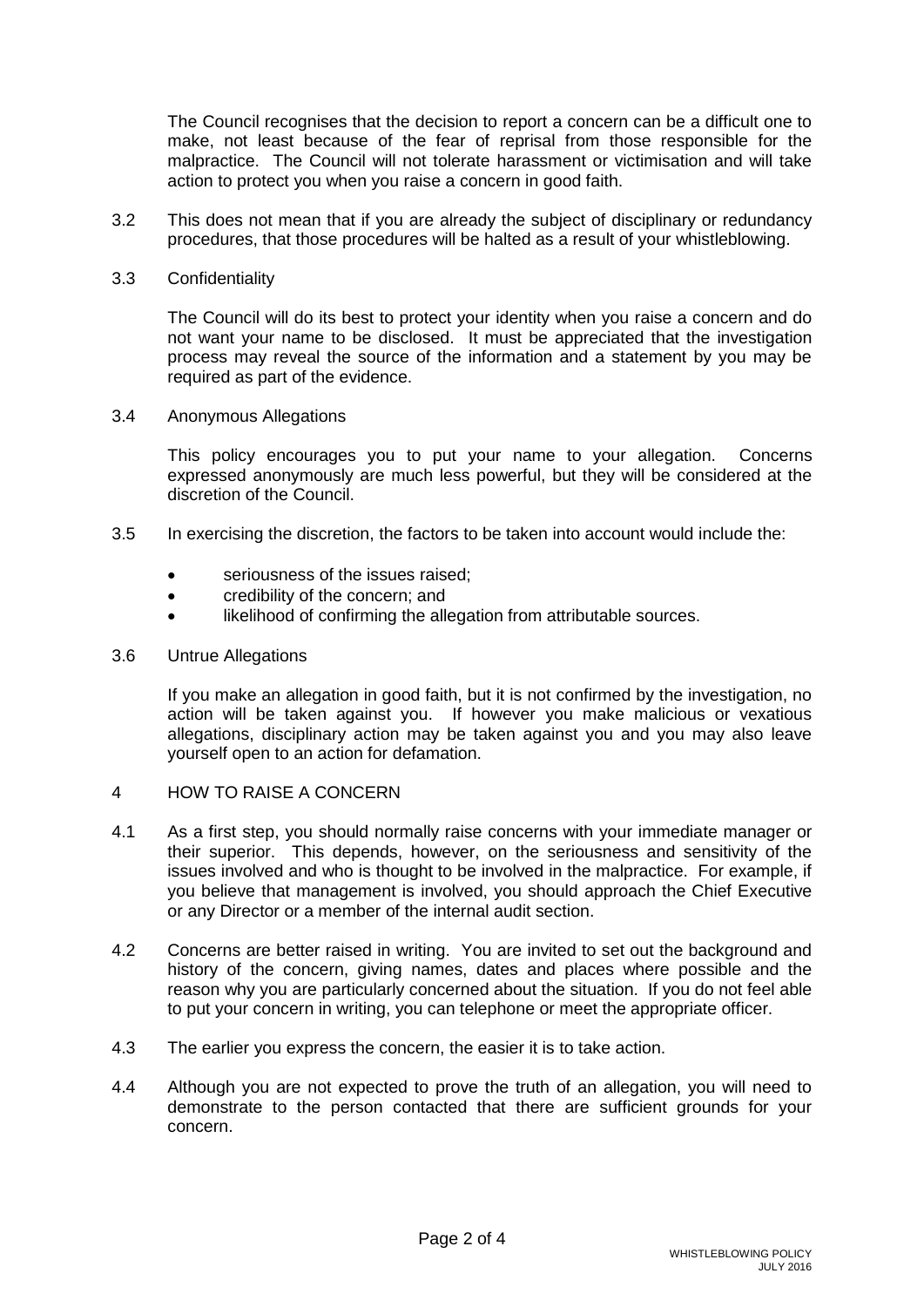The Council recognises that the decision to report a concern can be a difficult one to make, not least because of the fear of reprisal from those responsible for the malpractice. The Council will not tolerate harassment or victimisation and will take action to protect you when you raise a concern in good faith.

3.2 This does not mean that if you are already the subject of disciplinary or redundancy procedures, that those procedures will be halted as a result of your whistleblowing.

3.3 Confidentiality

The Council will do its best to protect your identity when you raise a concern and do not want your name to be disclosed. It must be appreciated that the investigation process may reveal the source of the information and a statement by you may be required as part of the evidence.

3.4 Anonymous Allegations

This policy encourages you to put your name to your allegation. Concerns expressed anonymously are much less powerful, but they will be considered at the discretion of the Council.

3.5 In exercising the discretion, the factors to be taken into account would include the:

- seriousness of the issues raised;
- credibility of the concern; and
- likelihood of confirming the allegation from attributable sources.

3.6 Untrue Allegations

If you make an allegation in good faith, but it is not confirmed by the investigation, no action will be taken against you. If however you make malicious or vexatious allegations, disciplinary action may be taken against you and you may also leave yourself open to an action for defamation.

## 4 HOW TO RAISE A CONCERN

4.1 As a first step, you should normally raise concerns with your immediate manager or their superior. This depends, however, on the seriousness and sensitivity of the issues involved and who is thought to be involved in the malpractice. For example, if you believe that management is involved, you should approach the Chief Executive or any Director or a member of the internal audit section.

4.2 Concerns are better raised in writing. You are invited to set out the background and history of the concern, giving names, dates and places where possible and the reason why you are particularly concerned about the situation. If you do not feel able to put your concern in writing, you can telephone or meet the appropriate officer.

4.3 The earlier you express the concern, the easier it is to take action.

4.4 Although you are not expected to prove the truth of an allegation, you will need to demonstrate to the person contacted that there are sufficient grounds for your concern.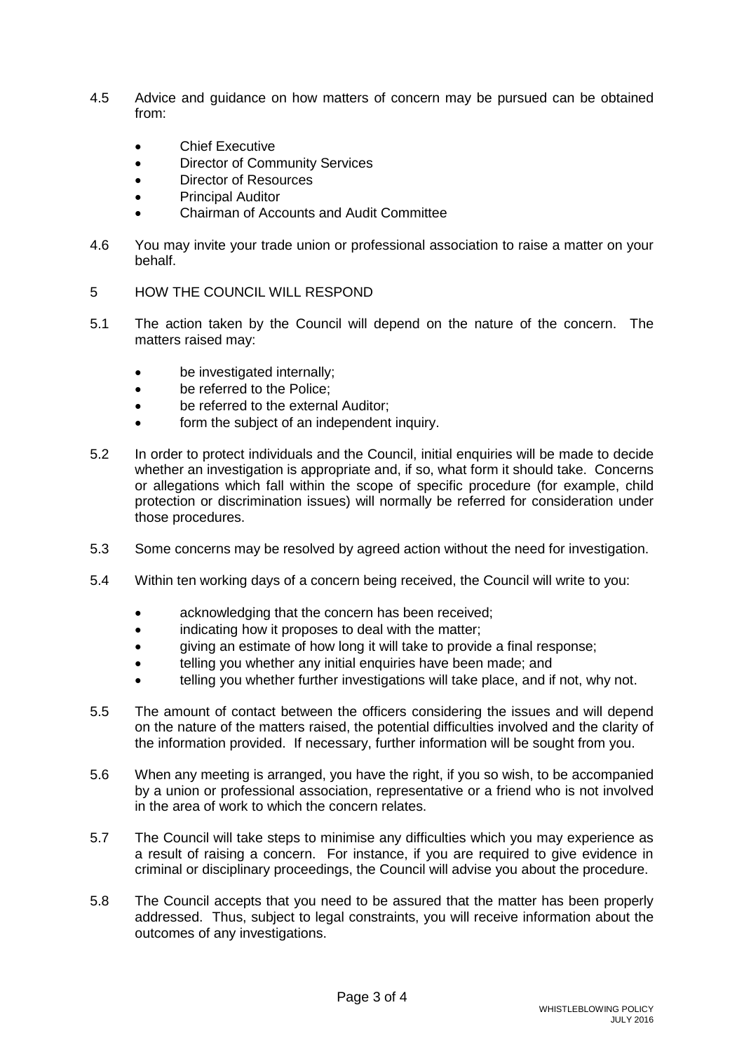4.5 Advice and guidance on how matters of concern may be pursued can be obtained from:

- Chief Executive
- Director of Community Services
- Director of Resources
- Principal Auditor
- Chairman of Accounts and Audit Committee

4.6 You may invite your trade union or professional association to raise a matter on your behalf.

## 5 HOW THE COUNCIL WILL RESPOND

5.1 The action taken by the Council will depend on the nature of the concern. The matters raised may:

- be investigated internally;
- be referred to the Police;
- be referred to the external Auditor;
- form the subject of an independent inquiry.

5.2 In order to protect individuals and the Council, initial enquiries will be made to decide whether an investigation is appropriate and, if so, what form it should take. Concerns or allegations which fall within the scope of specific procedure (for example, child protection or discrimination issues) will normally be referred for consideration under those procedures.

5.3 Some concerns may be resolved by agreed action without the need for investigation.

5.4 Within ten working days of a concern being received, the Council will write to you:

- acknowledging that the concern has been received;
- indicating how it proposes to deal with the matter;
- giving an estimate of how long it will take to provide a final response;
- telling you whether any initial enquiries have been made; and
- telling you whether further investigations will take place, and if not, why not.

5.5 The amount of contact between the officers considering the issues and will depend on the nature of the matters raised, the potential difficulties involved and the clarity of the information provided. If necessary, further information will be sought from you.

5.6 When any meeting is arranged, you have the right, if you so wish, to be accompanied by a union or professional association, representative or a friend who is not involved in the area of work to which the concern relates.

5.7 The Council will take steps to minimise any difficulties which you may experience as a result of raising a concern. For instance, if you are required to give evidence in criminal or disciplinary proceedings, the Council will advise you about the procedure.

5.8 The Council accepts that you need to be assured that the matter has been properly addressed. Thus, subject to legal constraints, you will receive information about the outcomes of any investigations.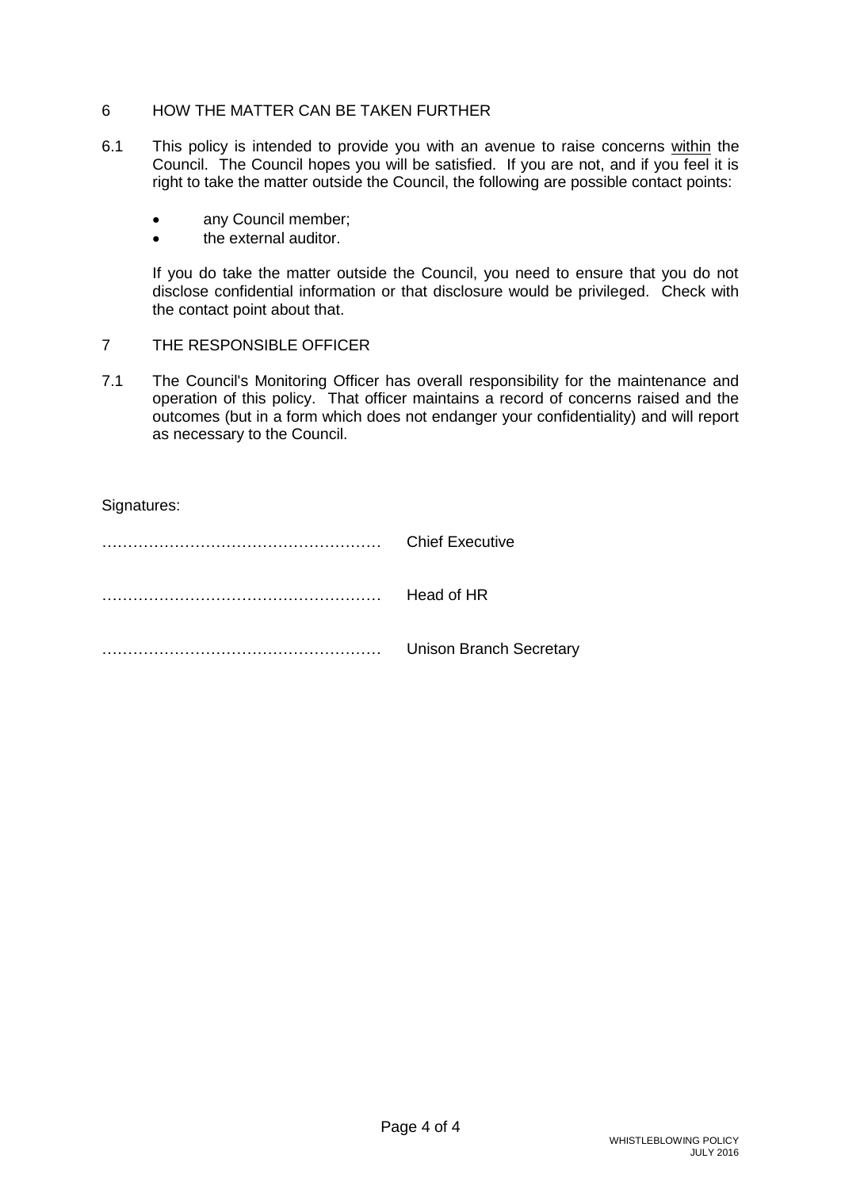## 6 HOW THE MATTER CAN BE TAKEN FURTHER

6.1 This policy is intended to provide you with an avenue to raise concerns <u>within</u> the Council. The Council hopes you will be satisfied. If you are not, and if you feel it is right to take the matter outside the Council, the following are possible contact points:

- any Council member;
- the external auditor.

If you do take the matter outside the Council, you need to ensure that you do not disclose confidential information or that disclosure would be privileged. Check with the contact point about that.

## 7 THE RESPONSIBLE OFFICER

7.1 The Council's Monitoring Officer has overall responsibility for the maintenance and operation of this policy. That officer maintains a record of concerns raised and the outcomes (but in a form which does not endanger your confidentiality) and will report as necessary to the Council.

Signatures:

……………………………………………… Chief Executive

……………………………………………… Head of HR

……………………………………………… Unison Branch Secretary